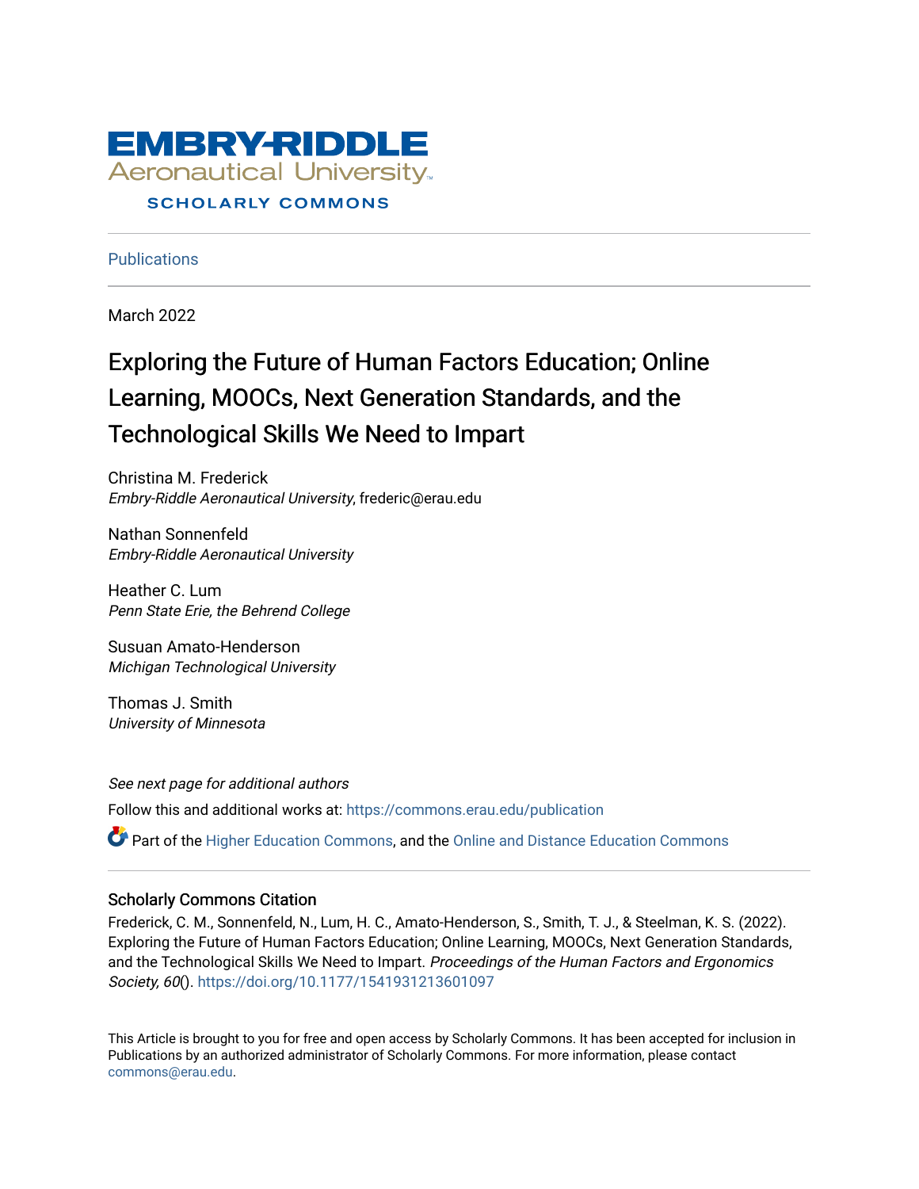EMBRY-RIDDLE
Aeronautical University
SCHOLARLY COMMONS

Publications

March 2022

# Exploring the Future of Human Factors Education; Online Learning, MOOCs, Next Generation Standards, and the Technological Skills We Need to Impart

Christina M. Frederick
*Embry-Riddle Aeronautical University*, frederic@erau.edu

Nathan Sonnenfeld
*Embry-Riddle Aeronautical University*

Heather C. Lum
*Penn State Erie, the Behrend College*

Susuan Amato-Henderson
*Michigan Technological University*

Thomas J. Smith
*University of Minnesota*

*See next page for additional authors*

Follow this and additional works at: https://commons.erau.edu/publication

Part of the Higher Education Commons, and the Online and Distance Education Commons

## Scholarly Commons Citation

Frederick, C. M., Sonnenfeld, N., Lum, H. C., Amato-Henderson, S., Smith, T. J., & Steelman, K. S. (2022). Exploring the Future of Human Factors Education; Online Learning, MOOCs, Next Generation Standards, and the Technological Skills We Need to Impart. *Proceedings of the Human Factors and Ergonomics Society, 60*(). https://doi.org/10.1177/1541931213601097

This Article is brought to you for free and open access by Scholarly Commons. It has been accepted for inclusion in Publications by an authorized administrator of Scholarly Commons. For more information, please contact commons@erau.edu.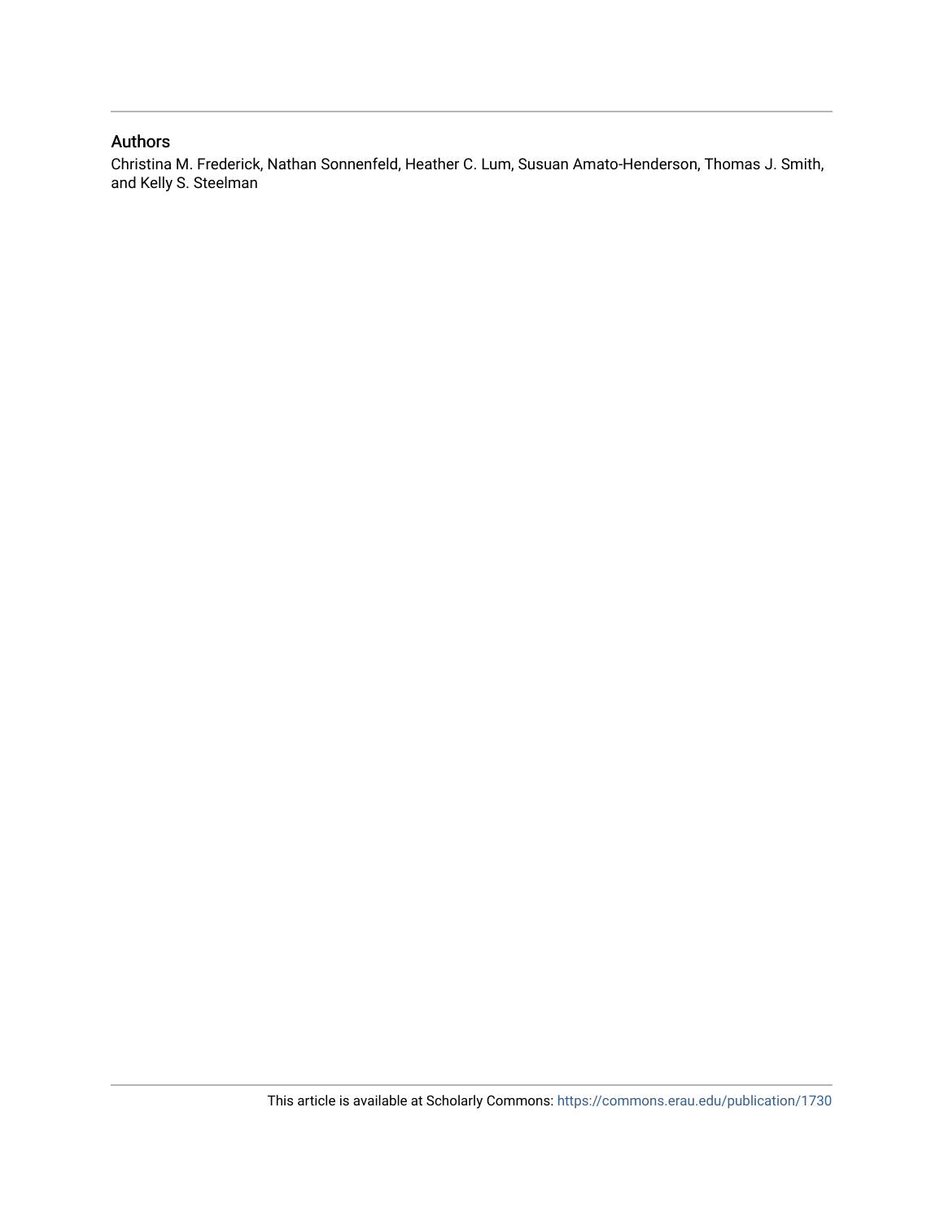## Authors

Christina M. Frederick, Nathan Sonnenfeld, Heather C. Lum, Susuan Amato-Henderson, Thomas J. Smith, and Kelly S. Steelman

This article is available at Scholarly Commons: https://commons.erau.edu/publication/1730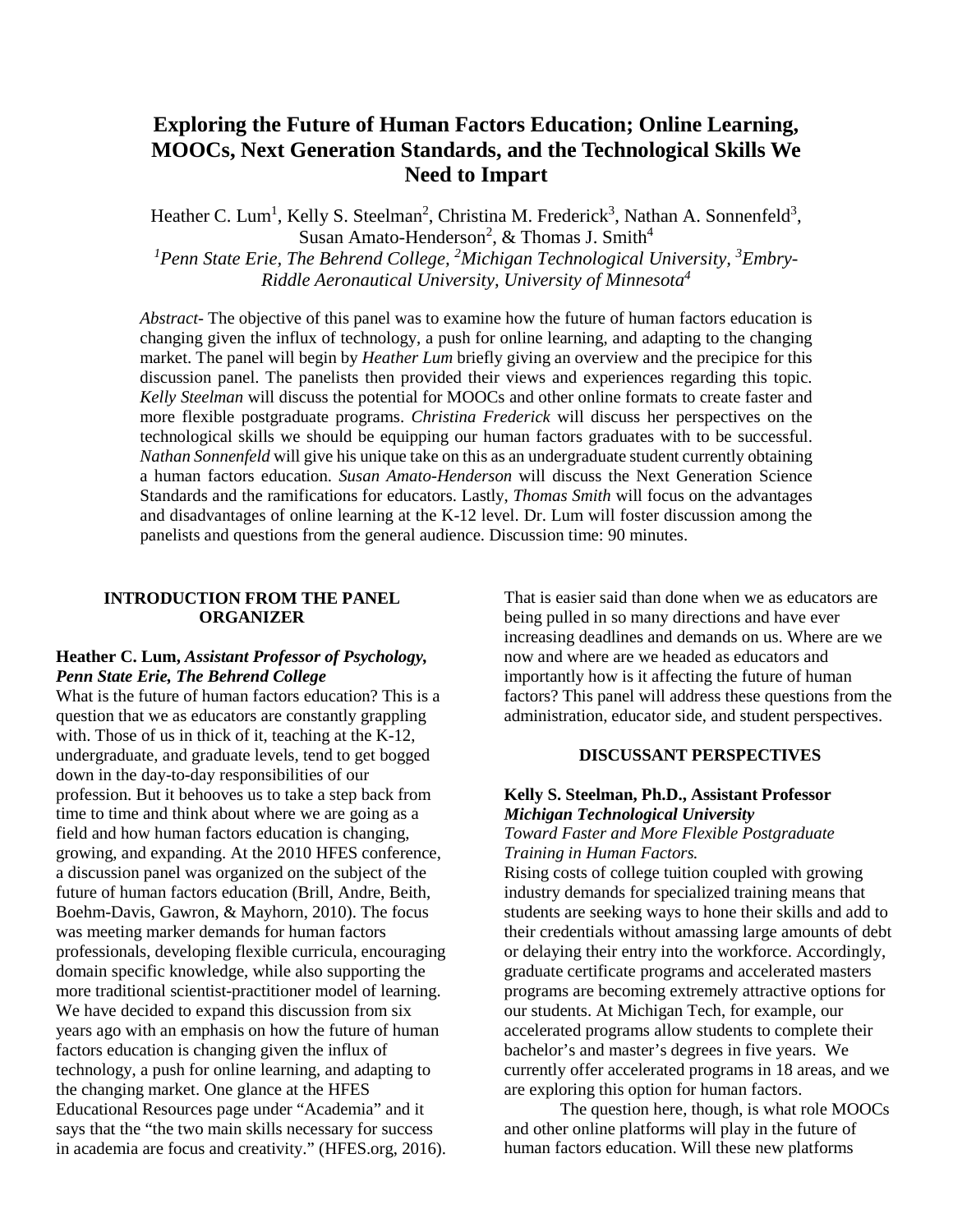# Exploring the Future of Human Factors Education; Online Learning, MOOCs, Next Generation Standards, and the Technological Skills We Need to Impart

Heather C. Lum[1], Kelly S. Steelman[2], Christina M. Frederick[3], Nathan A. Sonnenfeld[3], Susan Amato-Henderson[2], & Thomas J. Smith[4]

[1]*Penn State Erie, The Behrend College,* [2]*Michigan Technological University,* [3]*Embry-Riddle Aeronautical University, University of Minnesota*[4]

*Abstract*- The objective of this panel was to examine how the future of human factors education is changing given the influx of technology, a push for online learning, and adapting to the changing market. The panel will begin by *Heather Lum* briefly giving an overview and the precipice for this discussion panel. The panelists then provided their views and experiences regarding this topic. *Kelly Steelman* will discuss the potential for MOOCs and other online formats to create faster and more flexible postgraduate programs. *Christina Frederick* will discuss her perspectives on the technological skills we should be equipping our human factors graduates with to be successful. *Nathan Sonnenfeld* will give his unique take on this as an undergraduate student currently obtaining a human factors education. *Susan Amato-Henderson* will discuss the Next Generation Science Standards and the ramifications for educators. Lastly, *Thomas Smith* will focus on the advantages and disadvantages of online learning at the K-12 level. Dr. Lum will foster discussion among the panelists and questions from the general audience. Discussion time: 90 minutes.

## INTRODUCTION FROM THE PANEL ORGANIZER

### Heather C. Lum, *Assistant Professor of Psychology, Penn State Erie, The Behrend College*

What is the future of human factors education? This is a question that we as educators are constantly grappling with. Those of us in thick of it, teaching at the K-12, undergraduate, and graduate levels, tend to get bogged down in the day-to-day responsibilities of our profession. But it behooves us to take a step back from time to time and think about where we are going as a field and how human factors education is changing, growing, and expanding. At the 2010 HFES conference, a discussion panel was organized on the subject of the future of human factors education (Brill, Andre, Beith, Boehm-Davis, Gawron, & Mayhorn, 2010). The focus was meeting marker demands for human factors professionals, developing flexible curricula, encouraging domain specific knowledge, while also supporting the more traditional scientist-practitioner model of learning. We have decided to expand this discussion from six years ago with an emphasis on how the future of human factors education is changing given the influx of technology, a push for online learning, and adapting to the changing market. One glance at the HFES Educational Resources page under "Academia" and it says that the "the two main skills necessary for success in academia are focus and creativity." (HFES.org, 2016). That is easier said than done when we as educators are being pulled in so many directions and have ever increasing deadlines and demands on us. Where are we now and where are we headed as educators and importantly how is it affecting the future of human factors? This panel will address these questions from the administration, educator side, and student perspectives.

## DISCUSSANT PERSPECTIVES

### Kelly S. Steelman, Ph.D., Assistant Professor *Michigan Technological University*

*Toward Faster and More Flexible Postgraduate Training in Human Factors.*

Rising costs of college tuition coupled with growing industry demands for specialized training means that students are seeking ways to hone their skills and add to their credentials without amassing large amounts of debt or delaying their entry into the workforce. Accordingly, graduate certificate programs and accelerated masters programs are becoming extremely attractive options for our students. At Michigan Tech, for example, our accelerated programs allow students to complete their bachelor's and master's degrees in five years. We currently offer accelerated programs in 18 areas, and we are exploring this option for human factors.

The question here, though, is what role MOOCs and other online platforms will play in the future of human factors education. Will these new platforms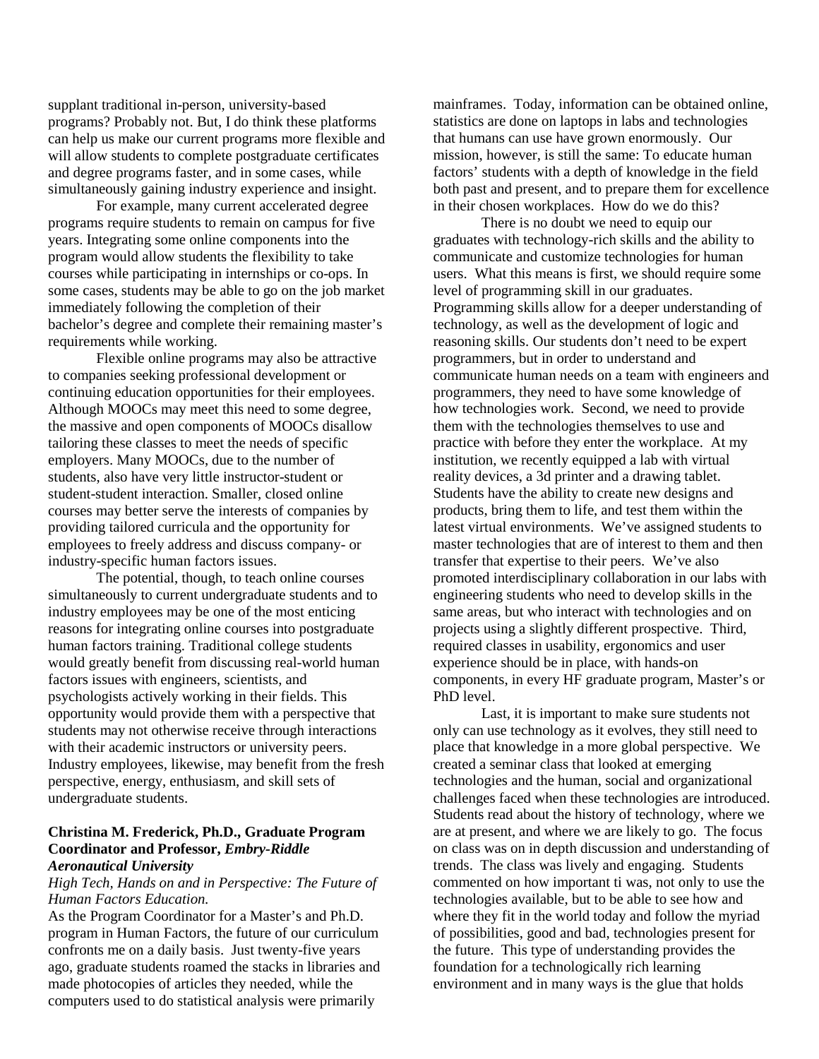supplant traditional in-person, university-based programs? Probably not. But, I do think these platforms can help us make our current programs more flexible and will allow students to complete postgraduate certificates and degree programs faster, and in some cases, while simultaneously gaining industry experience and insight.

For example, many current accelerated degree programs require students to remain on campus for five years. Integrating some online components into the program would allow students the flexibility to take courses while participating in internships or co-ops. In some cases, students may be able to go on the job market immediately following the completion of their bachelor's degree and complete their remaining master's requirements while working.

Flexible online programs may also be attractive to companies seeking professional development or continuing education opportunities for their employees. Although MOOCs may meet this need to some degree, the massive and open components of MOOCs disallow tailoring these classes to meet the needs of specific employers. Many MOOCs, due to the number of students, also have very little instructor-student or student-student interaction. Smaller, closed online courses may better serve the interests of companies by providing tailored curricula and the opportunity for employees to freely address and discuss company- or industry-specific human factors issues.

The potential, though, to teach online courses simultaneously to current undergraduate students and to industry employees may be one of the most enticing reasons for integrating online courses into postgraduate human factors training. Traditional college students would greatly benefit from discussing real-world human factors issues with engineers, scientists, and psychologists actively working in their fields. This opportunity would provide them with a perspective that students may not otherwise receive through interactions with their academic instructors or university peers. Industry employees, likewise, may benefit from the fresh perspective, energy, enthusiasm, and skill sets of undergraduate students.

**Christina M. Frederick, Ph.D., Graduate Program Coordinator and Professor, *Embry-Riddle Aeronautical University***

*High Tech, Hands on and in Perspective: The Future of Human Factors Education.*

As the Program Coordinator for a Master's and Ph.D. program in Human Factors, the future of our curriculum confronts me on a daily basis. Just twenty-five years ago, graduate students roamed the stacks in libraries and made photocopies of articles they needed, while the computers used to do statistical analysis were primarily mainframes. Today, information can be obtained online, statistics are done on laptops in labs and technologies that humans can use have grown enormously. Our mission, however, is still the same: To educate human factors' students with a depth of knowledge in the field both past and present, and to prepare them for excellence in their chosen workplaces. How do we do this?

There is no doubt we need to equip our graduates with technology-rich skills and the ability to communicate and customize technologies for human users. What this means is first, we should require some level of programming skill in our graduates. Programming skills allow for a deeper understanding of technology, as well as the development of logic and reasoning skills. Our students don't need to be expert programmers, but in order to understand and communicate human needs on a team with engineers and programmers, they need to have some knowledge of how technologies work. Second, we need to provide them with the technologies themselves to use and practice with before they enter the workplace. At my institution, we recently equipped a lab with virtual reality devices, a 3d printer and a drawing tablet. Students have the ability to create new designs and products, bring them to life, and test them within the latest virtual environments. We've assigned students to master technologies that are of interest to them and then transfer that expertise to their peers. We've also promoted interdisciplinary collaboration in our labs with engineering students who need to develop skills in the same areas, but who interact with technologies and on projects using a slightly different prospective. Third, required classes in usability, ergonomics and user experience should be in place, with hands-on components, in every HF graduate program, Master's or PhD level.

Last, it is important to make sure students not only can use technology as it evolves, they still need to place that knowledge in a more global perspective. We created a seminar class that looked at emerging technologies and the human, social and organizational challenges faced when these technologies are introduced. Students read about the history of technology, where we are at present, and where we are likely to go. The focus on class was on in depth discussion and understanding of trends. The class was lively and engaging. Students commented on how important ti was, not only to use the technologies available, but to be able to see how and where they fit in the world today and follow the myriad of possibilities, good and bad, technologies present for the future. This type of understanding provides the foundation for a technologically rich learning environment and in many ways is the glue that holds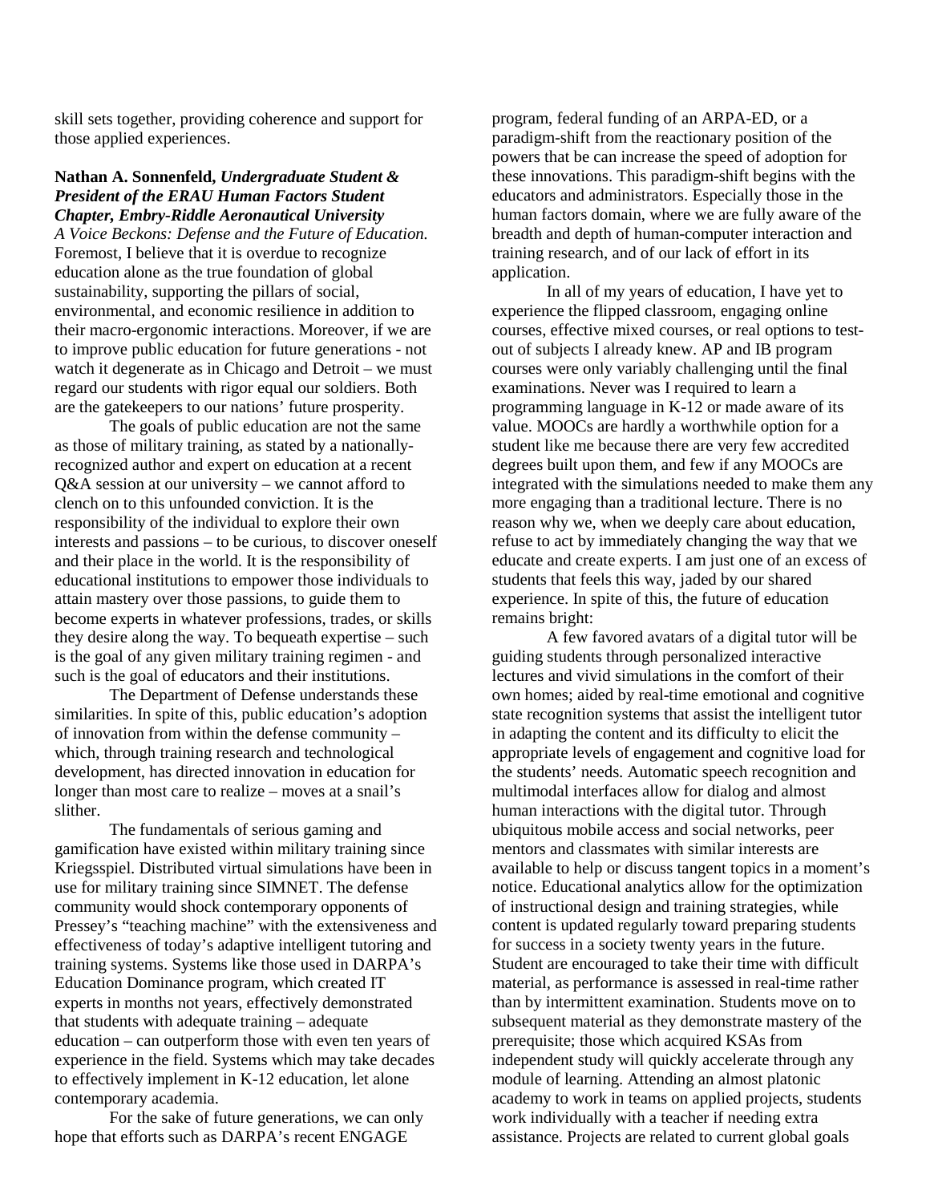skill sets together, providing coherence and support for those applied experiences.

**Nathan A. Sonnenfeld,** ***Undergraduate Student & President of the ERAU Human Factors Student Chapter, Embry-Riddle Aeronautical University***

*A Voice Beckons: Defense and the Future of Education.* Foremost, I believe that it is overdue to recognize education alone as the true foundation of global sustainability, supporting the pillars of social, environmental, and economic resilience in addition to their macro-ergonomic interactions. Moreover, if we are to improve public education for future generations - not watch it degenerate as in Chicago and Detroit – we must regard our students with rigor equal our soldiers. Both are the gatekeepers to our nations' future prosperity.

The goals of public education are not the same as those of military training, as stated by a nationally-recognized author and expert on education at a recent Q&A session at our university – we cannot afford to clench on to this unfounded conviction. It is the responsibility of the individual to explore their own interests and passions – to be curious, to discover oneself and their place in the world. It is the responsibility of educational institutions to empower those individuals to attain mastery over those passions, to guide them to become experts in whatever professions, trades, or skills they desire along the way. To bequeath expertise – such is the goal of any given military training regimen - and such is the goal of educators and their institutions.

The Department of Defense understands these similarities. In spite of this, public education's adoption of innovation from within the defense community – which, through training research and technological development, has directed innovation in education for longer than most care to realize – moves at a snail's slither.

The fundamentals of serious gaming and gamification have existed within military training since Kriegsspiel. Distributed virtual simulations have been in use for military training since SIMNET. The defense community would shock contemporary opponents of Pressey's "teaching machine" with the extensiveness and effectiveness of today's adaptive intelligent tutoring and training systems. Systems like those used in DARPA's Education Dominance program, which created IT experts in months not years, effectively demonstrated that students with adequate training – adequate education – can outperform those with even ten years of experience in the field. Systems which may take decades to effectively implement in K-12 education, let alone contemporary academia.

For the sake of future generations, we can only hope that efforts such as DARPA's recent ENGAGE program, federal funding of an ARPA-ED, or a paradigm-shift from the reactionary position of the powers that be can increase the speed of adoption for these innovations. This paradigm-shift begins with the educators and administrators. Especially those in the human factors domain, where we are fully aware of the breadth and depth of human-computer interaction and training research, and of our lack of effort in its application.

In all of my years of education, I have yet to experience the flipped classroom, engaging online courses, effective mixed courses, or real options to test-out of subjects I already knew. AP and IB program courses were only variably challenging until the final examinations. Never was I required to learn a programming language in K-12 or made aware of its value. MOOCs are hardly a worthwhile option for a student like me because there are very few accredited degrees built upon them, and few if any MOOCs are integrated with the simulations needed to make them any more engaging than a traditional lecture. There is no reason why we, when we deeply care about education, refuse to act by immediately changing the way that we educate and create experts. I am just one of an excess of students that feels this way, jaded by our shared experience. In spite of this, the future of education remains bright:

A few favored avatars of a digital tutor will be guiding students through personalized interactive lectures and vivid simulations in the comfort of their own homes; aided by real-time emotional and cognitive state recognition systems that assist the intelligent tutor in adapting the content and its difficulty to elicit the appropriate levels of engagement and cognitive load for the students' needs. Automatic speech recognition and multimodal interfaces allow for dialog and almost human interactions with the digital tutor. Through ubiquitous mobile access and social networks, peer mentors and classmates with similar interests are available to help or discuss tangent topics in a moment's notice. Educational analytics allow for the optimization of instructional design and training strategies, while content is updated regularly toward preparing students for success in a society twenty years in the future. Student are encouraged to take their time with difficult material, as performance is assessed in real-time rather than by intermittent examination. Students move on to subsequent material as they demonstrate mastery of the prerequisite; those which acquired KSAs from independent study will quickly accelerate through any module of learning. Attending an almost platonic academy to work in teams on applied projects, students work individually with a teacher if needing extra assistance. Projects are related to current global goals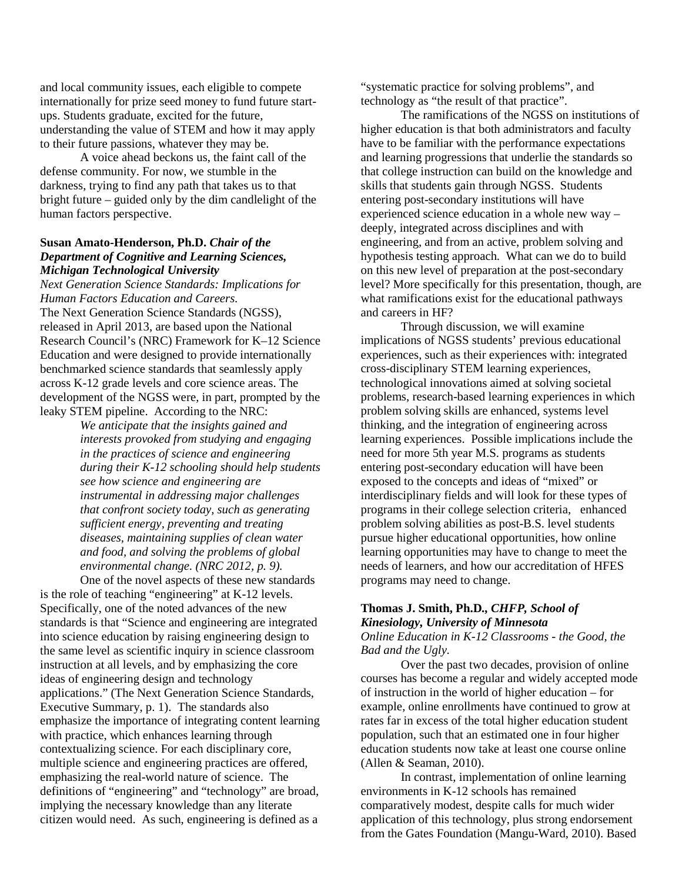and local community issues, each eligible to compete internationally for prize seed money to fund future start-ups. Students graduate, excited for the future, understanding the value of STEM and how it may apply to their future passions, whatever they may be.

A voice ahead beckons us, the faint call of the defense community. For now, we stumble in the darkness, trying to find any path that takes us to that bright future – guided only by the dim candlelight of the human factors perspective.

**Susan Amato-Henderson, Ph.D.** ***Chair of the Department of Cognitive and Learning Sciences, Michigan Technological University***

*Next Generation Science Standards: Implications for Human Factors Education and Careers.*

The Next Generation Science Standards (NGSS), released in April 2013, are based upon the National Research Council's (NRC) Framework for K–12 Science Education and were designed to provide internationally benchmarked science standards that seamlessly apply across K-12 grade levels and core science areas. The development of the NGSS were, in part, prompted by the leaky STEM pipeline. According to the NRC:

> *We anticipate that the insights gained and interests provoked from studying and engaging in the practices of science and engineering during their K-12 schooling should help students see how science and engineering are instrumental in addressing major challenges that confront society today, such as generating sufficient energy, preventing and treating diseases, maintaining supplies of clean water and food, and solving the problems of global environmental change. (NRC 2012, p. 9).*

One of the novel aspects of these new standards is the role of teaching "engineering" at K-12 levels. Specifically, one of the noted advances of the new standards is that "Science and engineering are integrated into science education by raising engineering design to the same level as scientific inquiry in science classroom instruction at all levels, and by emphasizing the core ideas of engineering design and technology applications." (The Next Generation Science Standards, Executive Summary, p. 1). The standards also emphasize the importance of integrating content learning with practice, which enhances learning through contextualizing science. For each disciplinary core, multiple science and engineering practices are offered, emphasizing the real-world nature of science. The definitions of "engineering" and "technology" are broad, implying the necessary knowledge than any literate citizen would need. As such, engineering is defined as a "systematic practice for solving problems", and technology as "the result of that practice".

The ramifications of the NGSS on institutions of higher education is that both administrators and faculty have to be familiar with the performance expectations and learning progressions that underlie the standards so that college instruction can build on the knowledge and skills that students gain through NGSS. Students entering post-secondary institutions will have experienced science education in a whole new way – deeply, integrated across disciplines and with engineering, and from an active, problem solving and hypothesis testing approach. What can we do to build on this new level of preparation at the post-secondary level? More specifically for this presentation, though, are what ramifications exist for the educational pathways and careers in HF?

Through discussion, we will examine implications of NGSS students' previous educational experiences, such as their experiences with: integrated cross-disciplinary STEM learning experiences, technological innovations aimed at solving societal problems, research-based learning experiences in which problem solving skills are enhanced, systems level thinking, and the integration of engineering across learning experiences. Possible implications include the need for more 5th year M.S. programs as students entering post-secondary education will have been exposed to the concepts and ideas of "mixed" or interdisciplinary fields and will look for these types of programs in their college selection criteria, enhanced problem solving abilities as post-B.S. level students pursue higher educational opportunities, how online learning opportunities may have to change to meet the needs of learners, and how our accreditation of HFES programs may need to change.

**Thomas J. Smith, Ph.D.,** ***CHFP, School of Kinesiology, University of Minnesota***

*Online Education in K-12 Classrooms - the Good, the Bad and the Ugly.*

Over the past two decades, provision of online courses has become a regular and widely accepted mode of instruction in the world of higher education – for example, online enrollments have continued to grow at rates far in excess of the total higher education student population, such that an estimated one in four higher education students now take at least one course online (Allen & Seaman, 2010).

In contrast, implementation of online learning environments in K-12 schools has remained comparatively modest, despite calls for much wider application of this technology, plus strong endorsement from the Gates Foundation (Mangu-Ward, 2010). Based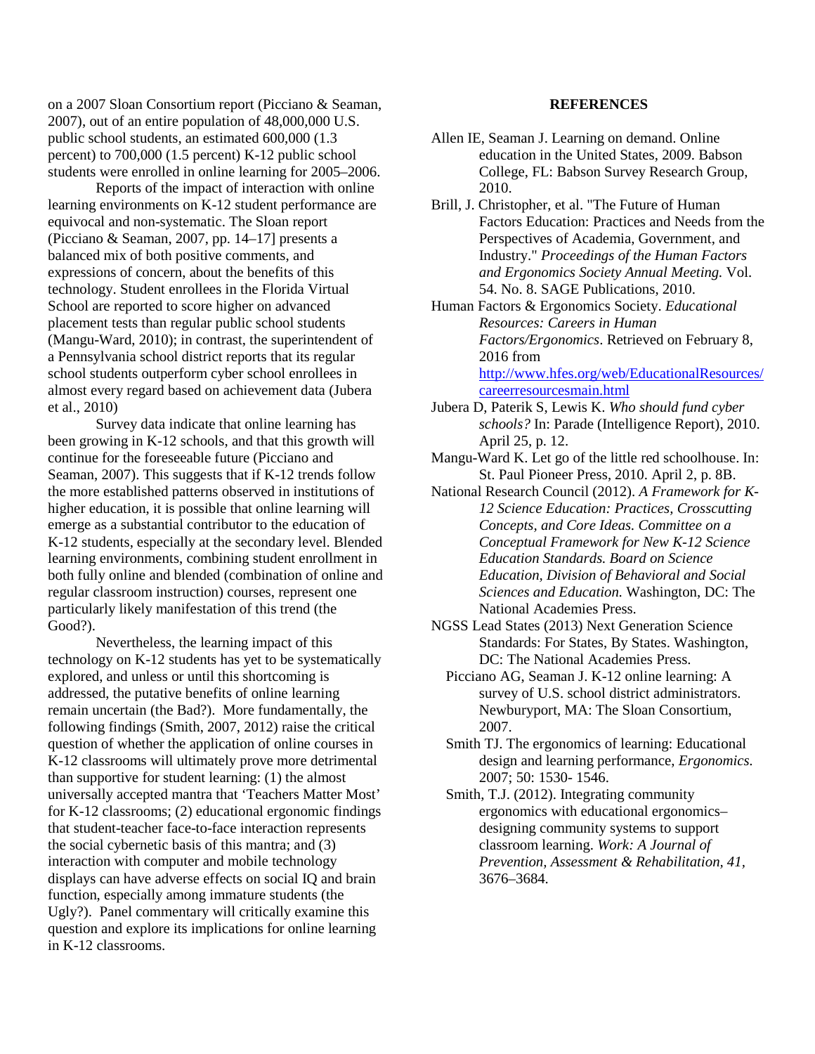on a 2007 Sloan Consortium report (Picciano & Seaman, 2007), out of an entire population of 48,000,000 U.S. public school students, an estimated 600,000 (1.3 percent) to 700,000 (1.5 percent) K-12 public school students were enrolled in online learning for 2005–2006.

Reports of the impact of interaction with online learning environments on K-12 student performance are equivocal and non-systematic. The Sloan report (Picciano & Seaman, 2007, pp. 14–17] presents a balanced mix of both positive comments, and expressions of concern, about the benefits of this technology. Student enrollees in the Florida Virtual School are reported to score higher on advanced placement tests than regular public school students (Mangu-Ward, 2010); in contrast, the superintendent of a Pennsylvania school district reports that its regular school students outperform cyber school enrollees in almost every regard based on achievement data (Jubera et al., 2010)

Survey data indicate that online learning has been growing in K-12 schools, and that this growth will continue for the foreseeable future (Picciano and Seaman, 2007). This suggests that if K-12 trends follow the more established patterns observed in institutions of higher education, it is possible that online learning will emerge as a substantial contributor to the education of K-12 students, especially at the secondary level. Blended learning environments, combining student enrollment in both fully online and blended (combination of online and regular classroom instruction) courses, represent one particularly likely manifestation of this trend (the Good?).

Nevertheless, the learning impact of this technology on K-12 students has yet to be systematically explored, and unless or until this shortcoming is addressed, the putative benefits of online learning remain uncertain (the Bad?). More fundamentally, the following findings (Smith, 2007, 2012) raise the critical question of whether the application of online courses in K-12 classrooms will ultimately prove more detrimental than supportive for student learning: (1) the almost universally accepted mantra that 'Teachers Matter Most' for K-12 classrooms; (2) educational ergonomic findings that student-teacher face-to-face interaction represents the social cybernetic basis of this mantra; and (3) interaction with computer and mobile technology displays can have adverse effects on social IQ and brain function, especially among immature students (the Ugly?). Panel commentary will critically examine this question and explore its implications for online learning in K-12 classrooms.

## REFERENCES

Allen IE, Seaman J. Learning on demand. Online education in the United States, 2009. Babson College, FL: Babson Survey Research Group, 2010.

Brill, J. Christopher, et al. "The Future of Human Factors Education: Practices and Needs from the Perspectives of Academia, Government, and Industry." *Proceedings of the Human Factors and Ergonomics Society Annual Meeting.* Vol. 54. No. 8. SAGE Publications, 2010.

Human Factors & Ergonomics Society. *Educational Resources: Careers in Human Factors/Ergonomics*. Retrieved on February 8, 2016 from http://www.hfes.org/web/EducationalResources/careerresourcesmain.html

Jubera D, Paterik S, Lewis K. *Who should fund cyber schools?* In: Parade (Intelligence Report), 2010. April 25, p. 12.

Mangu-Ward K. Let go of the little red schoolhouse. In: St. Paul Pioneer Press, 2010. April 2, p. 8B.

National Research Council (2012). *A Framework for K-12 Science Education: Practices, Crosscutting Concepts, and Core Ideas. Committee on a Conceptual Framework for New K-12 Science Education Standards. Board on Science Education, Division of Behavioral and Social Sciences and Education.* Washington, DC: The National Academies Press.

NGSS Lead States (2013) Next Generation Science Standards: For States, By States. Washington, DC: The National Academies Press.

Picciano AG, Seaman J. K-12 online learning: A survey of U.S. school district administrators. Newburyport, MA: The Sloan Consortium, 2007.

Smith TJ. The ergonomics of learning: Educational design and learning performance, *Ergonomics.* 2007; 50: 1530- 1546.

Smith, T.J. (2012). Integrating community ergonomics with educational ergonomics–designing community systems to support classroom learning. *Work: A Journal of Prevention, Assessment & Rehabilitation, 41*, 3676–3684.